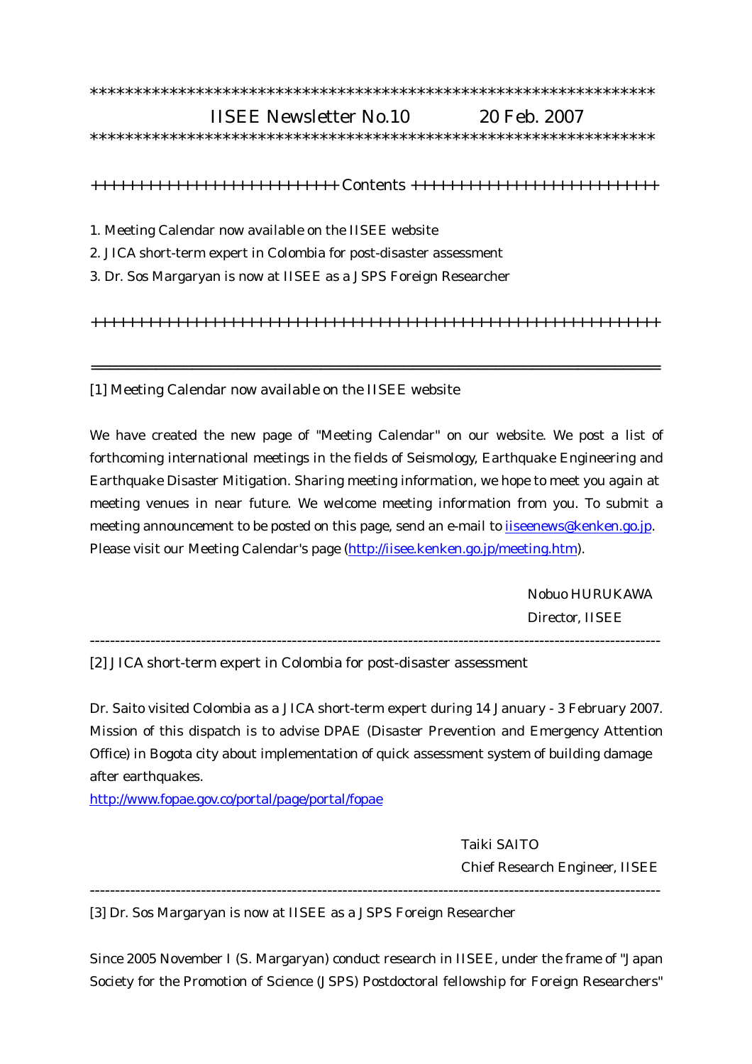\*\*\*\*\*\*\*\*\*\*\*\*\*\*\*\*\*\*\*\*\*\*\*\*\*\*\*\*\*\*\*\*\*\*\*\*\*\*\*\*\*\*\*\*\*\*\*\*\*\*\*\*\*\*\*\*\*\*\*\*\*\*\*\*\*\*

# IISEE Newsletter No.10 20 Feb. 2007

\*\*\*\*\*\*\*\*\*\*\*\*\*\*\*\*\*\*\*\*\*\*\*\*\*\*\*\*\*\*\*\*\*\*\*\*\*\*\*\*\*\*\*\*\*\*\*\*\*\*\*\*\*\*\*\*\*\*\*\*\*\*\*\*\*\*

++++++++++++++++++++++++++ Contents ++++++++++++++++++++++++++

1. Meeting Calendar now available on the IISEE website
2. JICA short-term expert in Colombia for post-disaster assessment
3. Dr. Sos Margaryan is now at IISEE as a JSPS Foreign Researcher

+++++++++++++++++++++++++++++++++++++++++++++++++++++++++++++

---

## [1] Meeting Calendar now available on the IISEE website

We have created the new page of "Meeting Calendar" on our website. We post a list of forthcoming international meetings in the fields of Seismology, Earthquake Engineering and Earthquake Disaster Mitigation. Sharing meeting information, we hope to meet you again at meeting venues in near future. We welcome meeting information from you. To submit a meeting announcement to be posted on this page, send an e-mail to iiseenews@kenken.go.jp. Please visit our Meeting Calendar's page (http://iisee.kenken.go.jp/meeting.htm).

Nobuo HURUKAWA  
Director, IISEE

---

## [2] JICA short-term expert in Colombia for post-disaster assessment

Dr. Saito visited Colombia as a JICA short-term expert during 14 January - 3 February 2007. Mission of this dispatch is to advise DPAE (Disaster Prevention and Emergency Attention Office) in Bogota city about implementation of quick assessment system of building damage after earthquakes.  
http://www.fopae.gov.co/portal/page/portal/fopae

Taiki SAITO  
Chief Research Engineer, IISEE

---

## [3] Dr. Sos Margaryan is now at IISEE as a JSPS Foreign Researcher

Since 2005 November I (S. Margaryan) conduct research in IISEE, under the frame of "Japan Society for the Promotion of Science (JSPS) Postdoctoral fellowship for Foreign Researchers"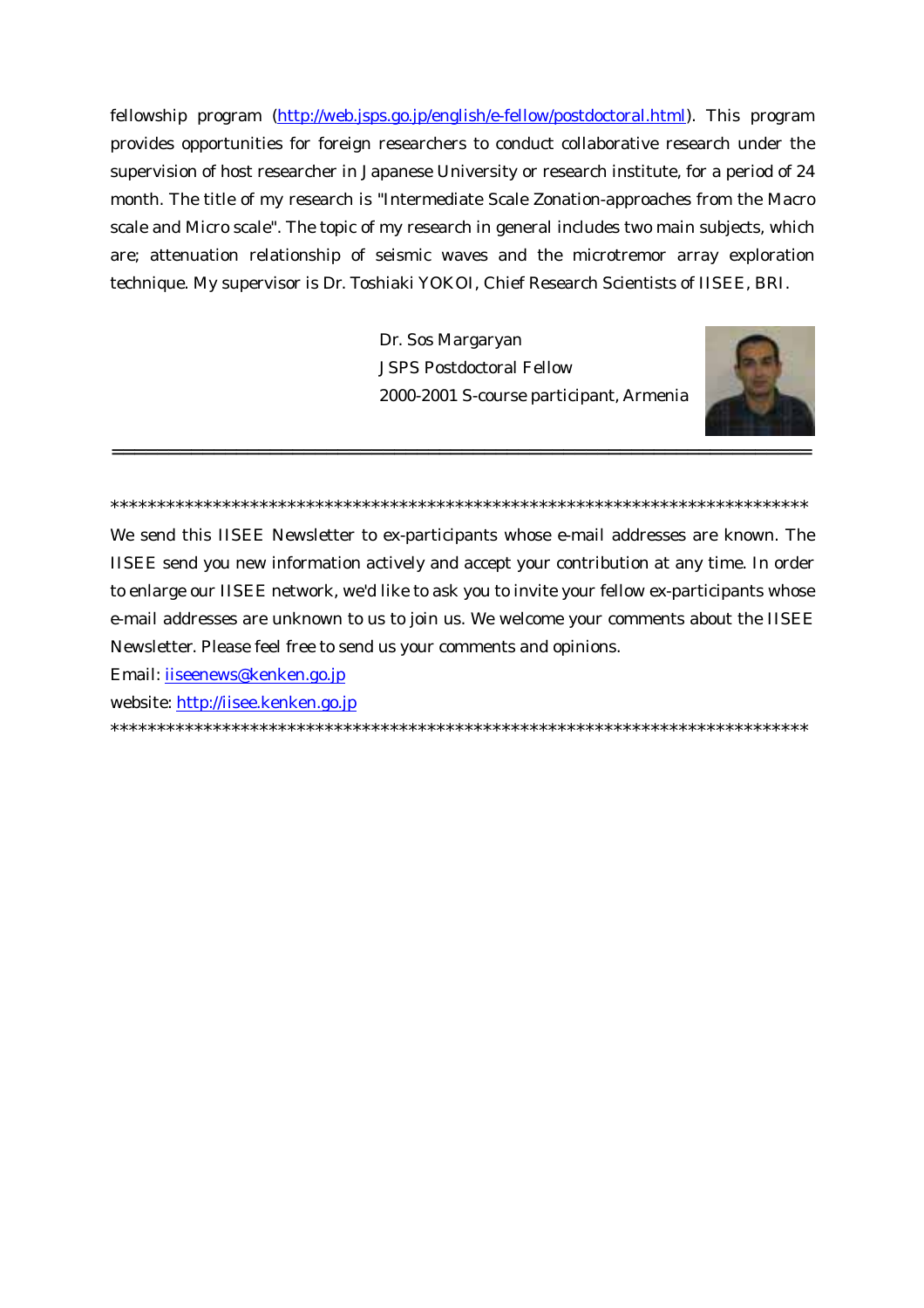fellowship program (http://web.jsps.go.jp/english/e-fellow/postdoctoral.html). This program provides opportunities for foreign researchers to conduct collaborative research under the supervision of host researcher in Japanese University or research institute, for a period of 24 month. The title of my research is "Intermediate Scale Zonation-approaches from the Macro scale and Micro scale". The topic of my research in general includes two main subjects, which are; attenuation relationship of seismic waves and the microtremor array exploration technique. My supervisor is Dr. Toshiaki YOKOI, Chief Research Scientists of IISEE, BRI.

Dr. Sos Margaryan
JSPS Postdoctoral Fellow
2000-2001 S-course participant, Armenia

---

*****************************************************************************

We send this IISEE Newsletter to ex-participants whose e-mail addresses are known. The IISEE send you new information actively and accept your contribution at any time. In order to enlarge our IISEE network, we'd like to ask you to invite your fellow ex-participants whose e-mail addresses are unknown to us to join us. We welcome your comments about the IISEE Newsletter. Please feel free to send us your comments and opinions.

Email: iiseenews@kenken.go.jp

website: http://iisee.kenken.go.jp

*****************************************************************************